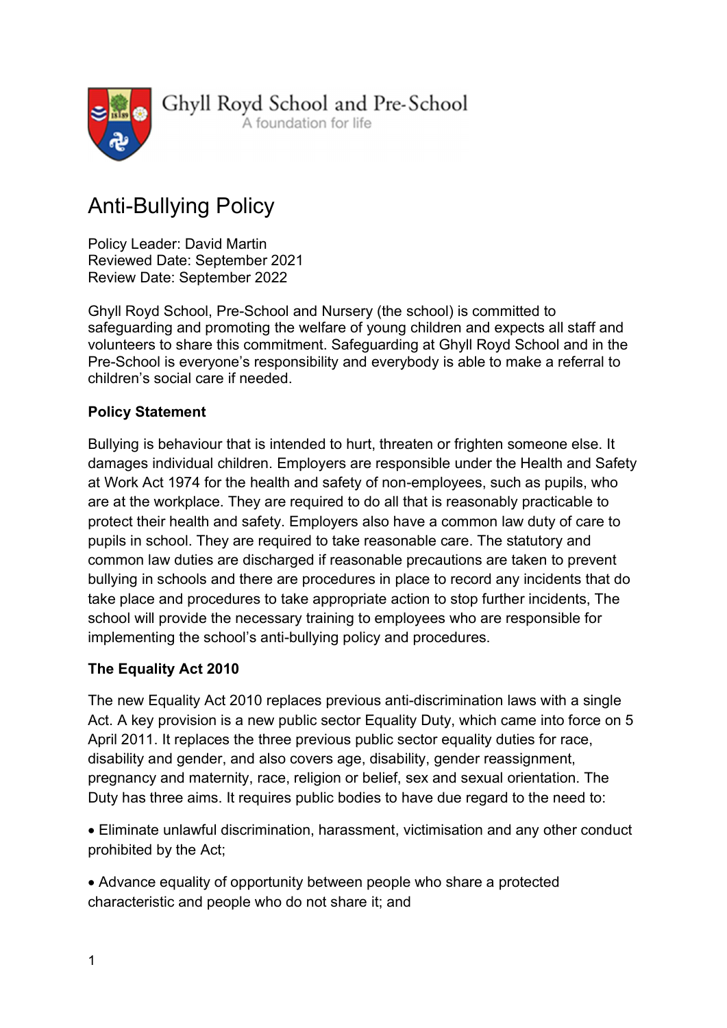Ghyll Royd School and Pre-School
A foundation for life

# Anti-Bullying Policy

Policy Leader: David Martin
Reviewed Date: September 2021
Review Date: September 2022

Ghyll Royd School, Pre-School and Nursery (the school) is committed to safeguarding and promoting the welfare of young children and expects all staff and volunteers to share this commitment. Safeguarding at Ghyll Royd School and in the Pre-School is everyone's responsibility and everybody is able to make a referral to children's social care if needed.

**Policy Statement**

Bullying is behaviour that is intended to hurt, threaten or frighten someone else. It damages individual children. Employers are responsible under the Health and Safety at Work Act 1974 for the health and safety of non-employees, such as pupils, who are at the workplace. They are required to do all that is reasonably practicable to protect their health and safety. Employers also have a common law duty of care to pupils in school. They are required to take reasonable care. The statutory and common law duties are discharged if reasonable precautions are taken to prevent bullying in schools and there are procedures in place to record any incidents that do take place and procedures to take appropriate action to stop further incidents, The school will provide the necessary training to employees who are responsible for implementing the school's anti-bullying policy and procedures.

**The Equality Act 2010**

The new Equality Act 2010 replaces previous anti-discrimination laws with a single Act. A key provision is a new public sector Equality Duty, which came into force on 5 April 2011. It replaces the three previous public sector equality duties for race, disability and gender, and also covers age, disability, gender reassignment, pregnancy and maternity, race, religion or belief, sex and sexual orientation. The Duty has three aims. It requires public bodies to have due regard to the need to:

- Eliminate unlawful discrimination, harassment, victimisation and any other conduct prohibited by the Act;
- Advance equality of opportunity between people who share a protected characteristic and people who do not share it; and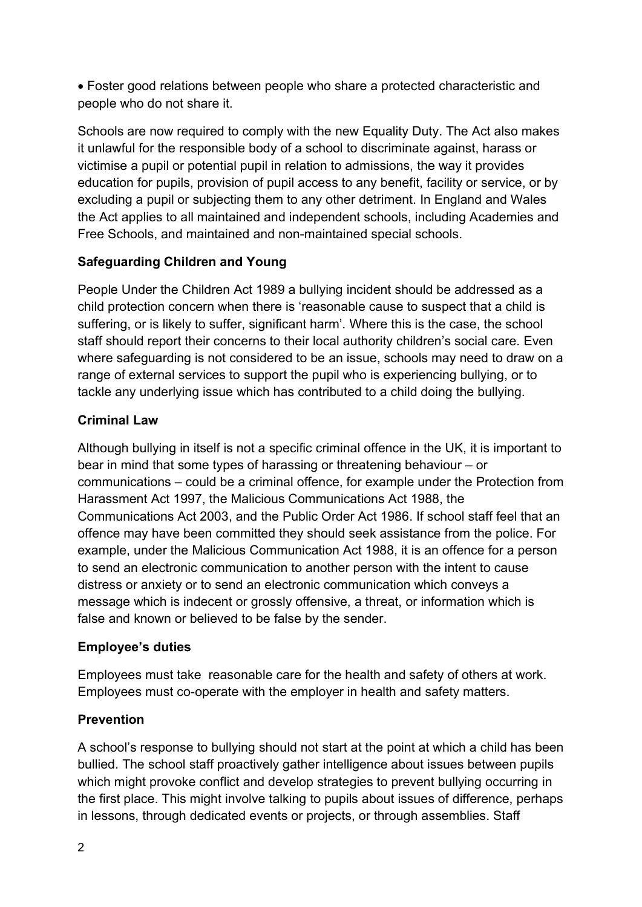- Foster good relations between people who share a protected characteristic and people who do not share it.

Schools are now required to comply with the new Equality Duty. The Act also makes it unlawful for the responsible body of a school to discriminate against, harass or victimise a pupil or potential pupil in relation to admissions, the way it provides education for pupils, provision of pupil access to any benefit, facility or service, or by excluding a pupil or subjecting them to any other detriment. In England and Wales the Act applies to all maintained and independent schools, including Academies and Free Schools, and maintained and non-maintained special schools.

**Safeguarding Children and Young**

People Under the Children Act 1989 a bullying incident should be addressed as a child protection concern when there is 'reasonable cause to suspect that a child is suffering, or is likely to suffer, significant harm'. Where this is the case, the school staff should report their concerns to their local authority children's social care. Even where safeguarding is not considered to be an issue, schools may need to draw on a range of external services to support the pupil who is experiencing bullying, or to tackle any underlying issue which has contributed to a child doing the bullying.

**Criminal Law**

Although bullying in itself is not a specific criminal offence in the UK, it is important to bear in mind that some types of harassing or threatening behaviour – or communications – could be a criminal offence, for example under the Protection from Harassment Act 1997, the Malicious Communications Act 1988, the Communications Act 2003, and the Public Order Act 1986. If school staff feel that an offence may have been committed they should seek assistance from the police. For example, under the Malicious Communication Act 1988, it is an offence for a person to send an electronic communication to another person with the intent to cause distress or anxiety or to send an electronic communication which conveys a message which is indecent or grossly offensive, a threat, or information which is false and known or believed to be false by the sender.

**Employee's duties**

Employees must take reasonable care for the health and safety of others at work. Employees must co-operate with the employer in health and safety matters.

**Prevention**

A school's response to bullying should not start at the point at which a child has been bullied. The school staff proactively gather intelligence about issues between pupils which might provoke conflict and develop strategies to prevent bullying occurring in the first place. This might involve talking to pupils about issues of difference, perhaps in lessons, through dedicated events or projects, or through assemblies. Staff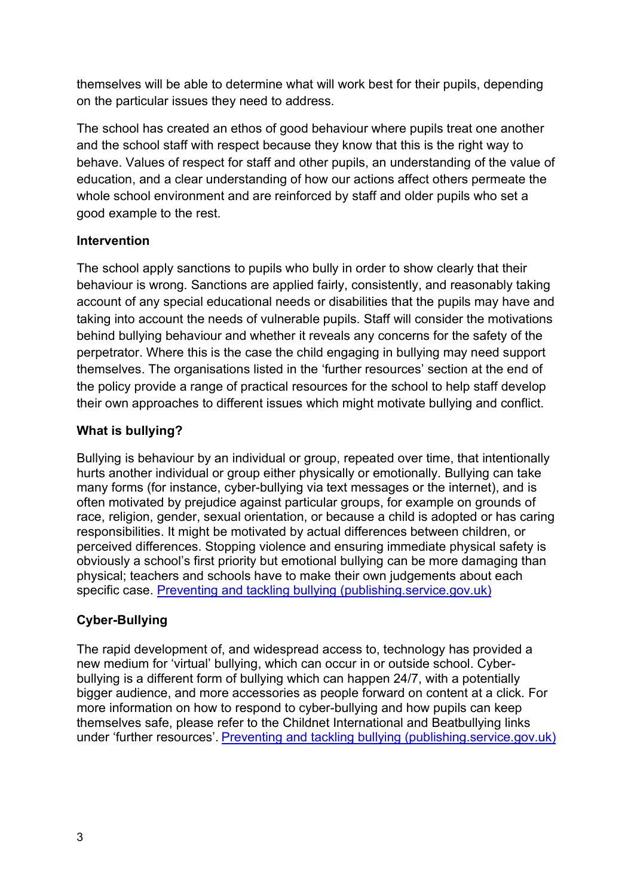themselves will be able to determine what will work best for their pupils, depending on the particular issues they need to address.

The school has created an ethos of good behaviour where pupils treat one another and the school staff with respect because they know that this is the right way to behave. Values of respect for staff and other pupils, an understanding of the value of education, and a clear understanding of how our actions affect others permeate the whole school environment and are reinforced by staff and older pupils who set a good example to the rest.

**Intervention**

The school apply sanctions to pupils who bully in order to show clearly that their behaviour is wrong. Sanctions are applied fairly, consistently, and reasonably taking account of any special educational needs or disabilities that the pupils may have and taking into account the needs of vulnerable pupils. Staff will consider the motivations behind bullying behaviour and whether it reveals any concerns for the safety of the perpetrator. Where this is the case the child engaging in bullying may need support themselves. The organisations listed in the 'further resources' section at the end of the policy provide a range of practical resources for the school to help staff develop their own approaches to different issues which might motivate bullying and conflict.

**What is bullying?**

Bullying is behaviour by an individual or group, repeated over time, that intentionally hurts another individual or group either physically or emotionally. Bullying can take many forms (for instance, cyber-bullying via text messages or the internet), and is often motivated by prejudice against particular groups, for example on grounds of race, religion, gender, sexual orientation, or because a child is adopted or has caring responsibilities. It might be motivated by actual differences between children, or perceived differences. Stopping violence and ensuring immediate physical safety is obviously a school's first priority but emotional bullying can be more damaging than physical; teachers and schools have to make their own judgements about each specific case. Preventing and tackling bullying (publishing.service.gov.uk)

**Cyber-Bullying**

The rapid development of, and widespread access to, technology has provided a new medium for 'virtual' bullying, which can occur in or outside school. Cyber-bullying is a different form of bullying which can happen 24/7, with a potentially bigger audience, and more accessories as people forward on content at a click. For more information on how to respond to cyber-bullying and how pupils can keep themselves safe, please refer to the Childnet International and Beatbullying links under 'further resources'. Preventing and tackling bullying (publishing.service.gov.uk)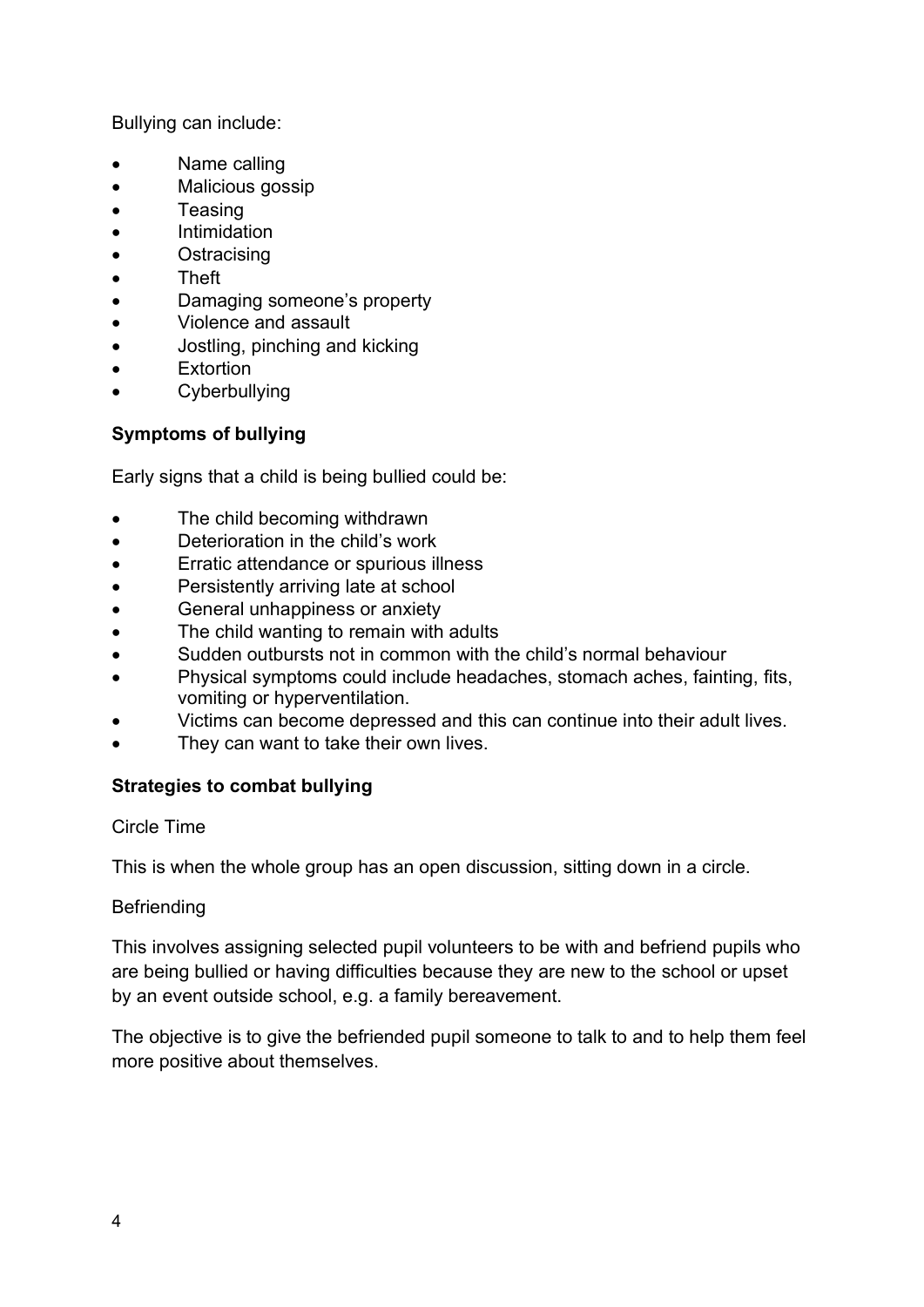Bullying can include:

- Name calling
- Malicious gossip
- Teasing
- Intimidation
- Ostracising
- Theft
- Damaging someone's property
- Violence and assault
- Jostling, pinching and kicking
- Extortion
- Cyberbullying

**Symptoms of bullying**

Early signs that a child is being bullied could be:

- The child becoming withdrawn
- Deterioration in the child's work
- Erratic attendance or spurious illness
- Persistently arriving late at school
- General unhappiness or anxiety
- The child wanting to remain with adults
- Sudden outbursts not in common with the child's normal behaviour
- Physical symptoms could include headaches, stomach aches, fainting, fits, vomiting or hyperventilation.
- Victims can become depressed and this can continue into their adult lives.
- They can want to take their own lives.

**Strategies to combat bullying**

Circle Time

This is when the whole group has an open discussion, sitting down in a circle.

Befriending

This involves assigning selected pupil volunteers to be with and befriend pupils who are being bullied or having difficulties because they are new to the school or upset by an event outside school, e.g. a family bereavement.

The objective is to give the befriended pupil someone to talk to and to help them feel more positive about themselves.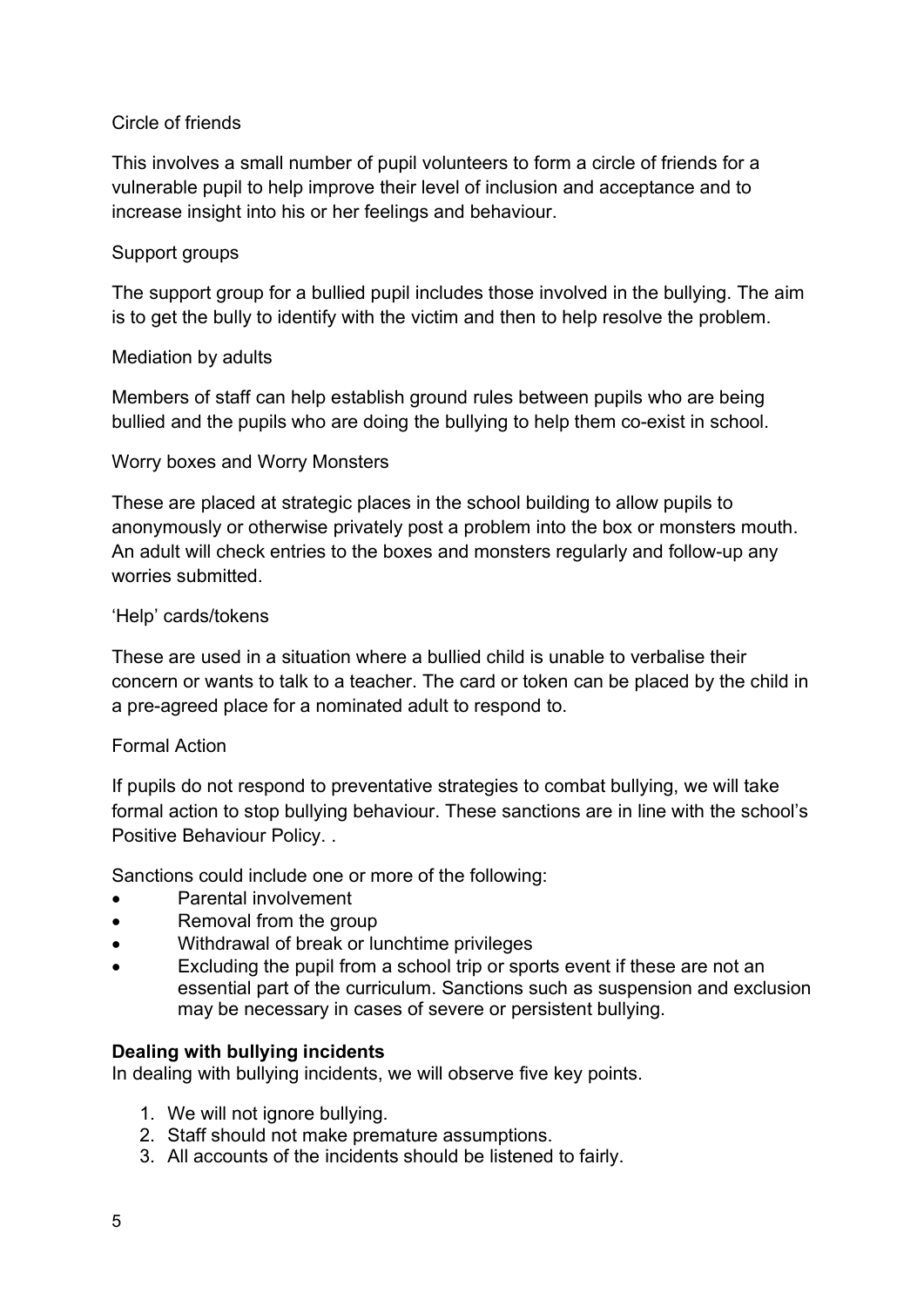Circle of friends

This involves a small number of pupil volunteers to form a circle of friends for a vulnerable pupil to help improve their level of inclusion and acceptance and to increase insight into his or her feelings and behaviour.

Support groups

The support group for a bullied pupil includes those involved in the bullying. The aim is to get the bully to identify with the victim and then to help resolve the problem.

Mediation by adults

Members of staff can help establish ground rules between pupils who are being bullied and the pupils who are doing the bullying to help them co-exist in school.

Worry boxes and Worry Monsters

These are placed at strategic places in the school building to allow pupils to anonymously or otherwise privately post a problem into the box or monsters mouth. An adult will check entries to the boxes and monsters regularly and follow-up any worries submitted.

'Help' cards/tokens

These are used in a situation where a bullied child is unable to verbalise their concern or wants to talk to a teacher. The card or token can be placed by the child in a pre-agreed place for a nominated adult to respond to.

Formal Action

If pupils do not respond to preventative strategies to combat bullying, we will take formal action to stop bullying behaviour. These sanctions are in line with the school's Positive Behaviour Policy. .

Sanctions could include one or more of the following:

- Parental involvement
- Removal from the group
- Withdrawal of break or lunchtime privileges
- Excluding the pupil from a school trip or sports event if these are not an essential part of the curriculum. Sanctions such as suspension and exclusion may be necessary in cases of severe or persistent bullying.

**Dealing with bullying incidents**

In dealing with bullying incidents, we will observe five key points.

1. We will not ignore bullying.
2. Staff should not make premature assumptions.
3. All accounts of the incidents should be listened to fairly.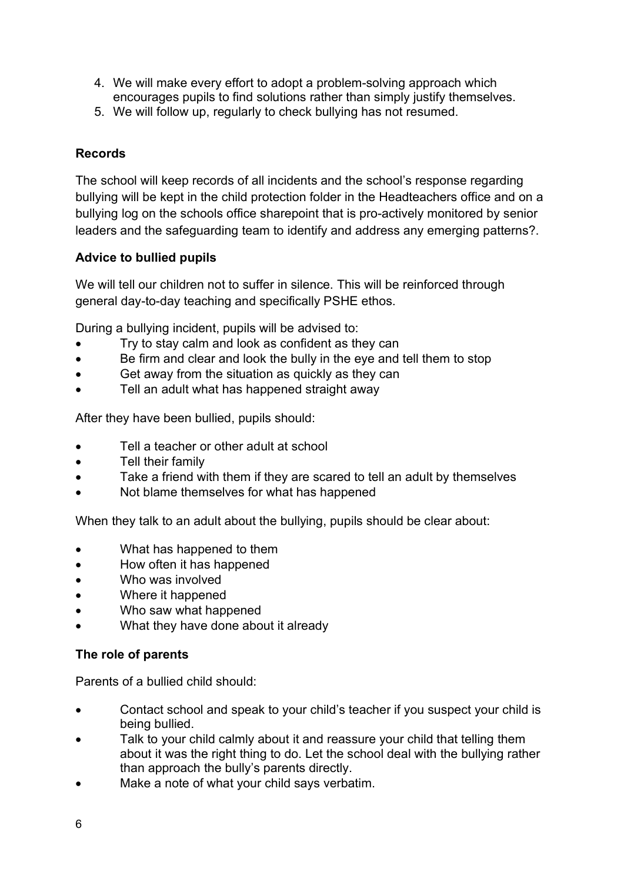4. We will make every effort to adopt a problem-solving approach which encourages pupils to find solutions rather than simply justify themselves.
5. We will follow up, regularly to check bullying has not resumed.

**Records**

The school will keep records of all incidents and the school's response regarding bullying will be kept in the child protection folder in the Headteachers office and on a bullying log on the schools office sharepoint that is pro-actively monitored by senior leaders and the safeguarding team to identify and address any emerging patterns?.

**Advice to bullied pupils**

We will tell our children not to suffer in silence. This will be reinforced through general day-to-day teaching and specifically PSHE ethos.

During a bullying incident, pupils will be advised to:

- Try to stay calm and look as confident as they can
- Be firm and clear and look the bully in the eye and tell them to stop
- Get away from the situation as quickly as they can
- Tell an adult what has happened straight away

After they have been bullied, pupils should:

- Tell a teacher or other adult at school
- Tell their family
- Take a friend with them if they are scared to tell an adult by themselves
- Not blame themselves for what has happened

When they talk to an adult about the bullying, pupils should be clear about:

- What has happened to them
- How often it has happened
- Who was involved
- Where it happened
- Who saw what happened
- What they have done about it already

**The role of parents**

Parents of a bullied child should:

- Contact school and speak to your child's teacher if you suspect your child is being bullied.
- Talk to your child calmly about it and reassure your child that telling them about it was the right thing to do. Let the school deal with the bullying rather than approach the bully's parents directly.
- Make a note of what your child says verbatim.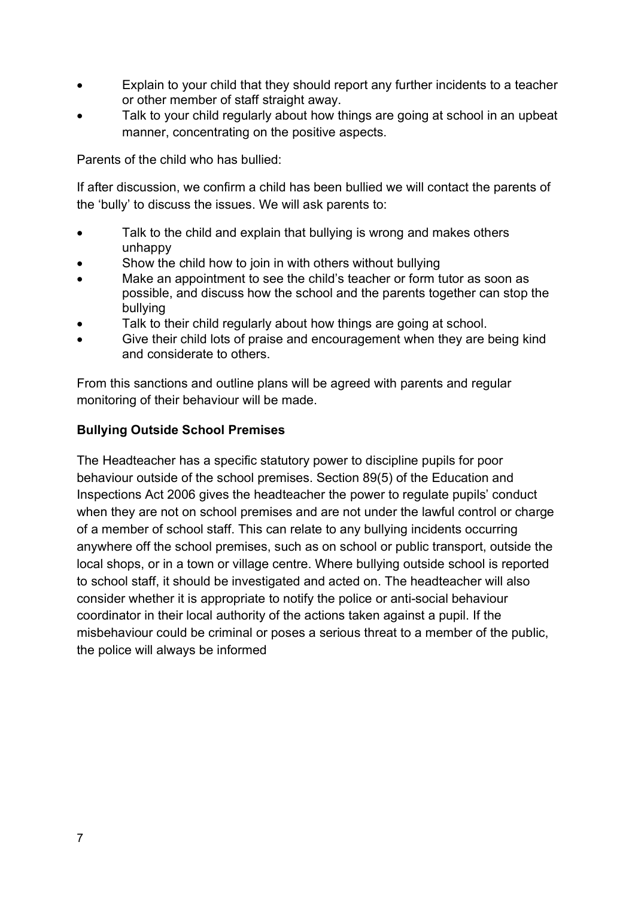- Explain to your child that they should report any further incidents to a teacher or other member of staff straight away.
- Talk to your child regularly about how things are going at school in an upbeat manner, concentrating on the positive aspects.

Parents of the child who has bullied:

If after discussion, we confirm a child has been bullied we will contact the parents of the 'bully' to discuss the issues. We will ask parents to:

- Talk to the child and explain that bullying is wrong and makes others unhappy
- Show the child how to join in with others without bullying
- Make an appointment to see the child's teacher or form tutor as soon as possible, and discuss how the school and the parents together can stop the bullying
- Talk to their child regularly about how things are going at school.
- Give their child lots of praise and encouragement when they are being kind and considerate to others.

From this sanctions and outline plans will be agreed with parents and regular monitoring of their behaviour will be made.

**Bullying Outside School Premises**

The Headteacher has a specific statutory power to discipline pupils for poor behaviour outside of the school premises. Section 89(5) of the Education and Inspections Act 2006 gives the headteacher the power to regulate pupils' conduct when they are not on school premises and are not under the lawful control or charge of a member of school staff. This can relate to any bullying incidents occurring anywhere off the school premises, such as on school or public transport, outside the local shops, or in a town or village centre. Where bullying outside school is reported to school staff, it should be investigated and acted on. The headteacher will also consider whether it is appropriate to notify the police or anti-social behaviour coordinator in their local authority of the actions taken against a pupil. If the misbehaviour could be criminal or poses a serious threat to a member of the public, the police will always be informed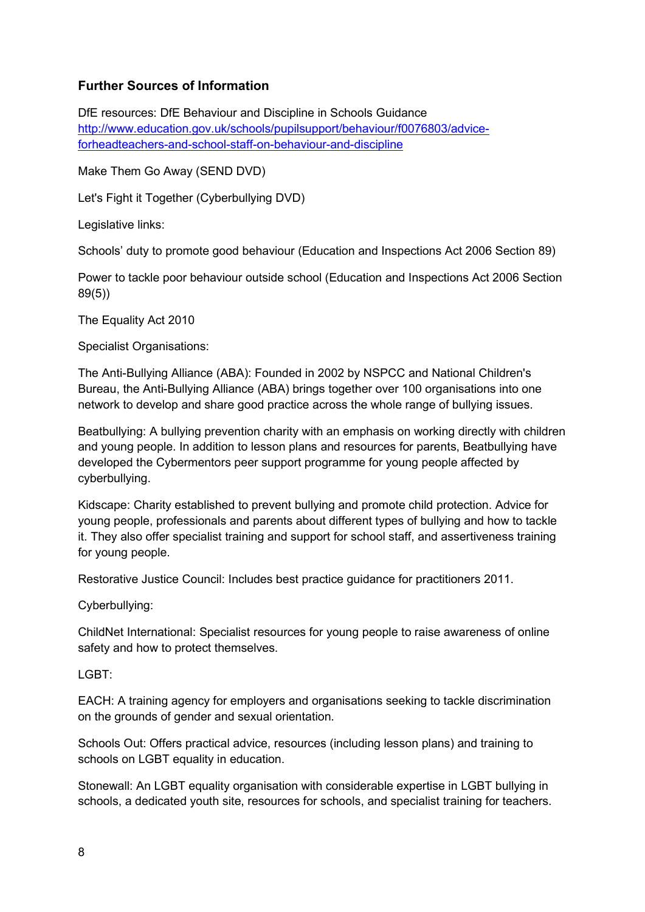## Further Sources of Information

DfE resources: DfE Behaviour and Discipline in Schools Guidance
[http://www.education.gov.uk/schools/pupilsupport/behaviour/f0076803/advice-forheadteachers-and-school-staff-on-behaviour-and-discipline](http://www.education.gov.uk/schools/pupilsupport/behaviour/f0076803/advice-forheadteachers-and-school-staff-on-behaviour-and-discipline)

Make Them Go Away (SEND DVD)

Let's Fight it Together (Cyberbullying DVD)

Legislative links:

Schools' duty to promote good behaviour (Education and Inspections Act 2006 Section 89)

Power to tackle poor behaviour outside school (Education and Inspections Act 2006 Section 89(5))

The Equality Act 2010

Specialist Organisations:

The Anti-Bullying Alliance (ABA): Founded in 2002 by NSPCC and National Children's Bureau, the Anti-Bullying Alliance (ABA) brings together over 100 organisations into one network to develop and share good practice across the whole range of bullying issues.

Beatbullying: A bullying prevention charity with an emphasis on working directly with children and young people. In addition to lesson plans and resources for parents, Beatbullying have developed the Cybermentors peer support programme for young people affected by cyberbullying.

Kidscape: Charity established to prevent bullying and promote child protection. Advice for young people, professionals and parents about different types of bullying and how to tackle it. They also offer specialist training and support for school staff, and assertiveness training for young people.

Restorative Justice Council: Includes best practice guidance for practitioners 2011.

Cyberbullying:

ChildNet International: Specialist resources for young people to raise awareness of online safety and how to protect themselves.

LGBT:

EACH: A training agency for employers and organisations seeking to tackle discrimination on the grounds of gender and sexual orientation.

Schools Out: Offers practical advice, resources (including lesson plans) and training to schools on LGBT equality in education.

Stonewall: An LGBT equality organisation with considerable expertise in LGBT bullying in schools, a dedicated youth site, resources for schools, and specialist training for teachers.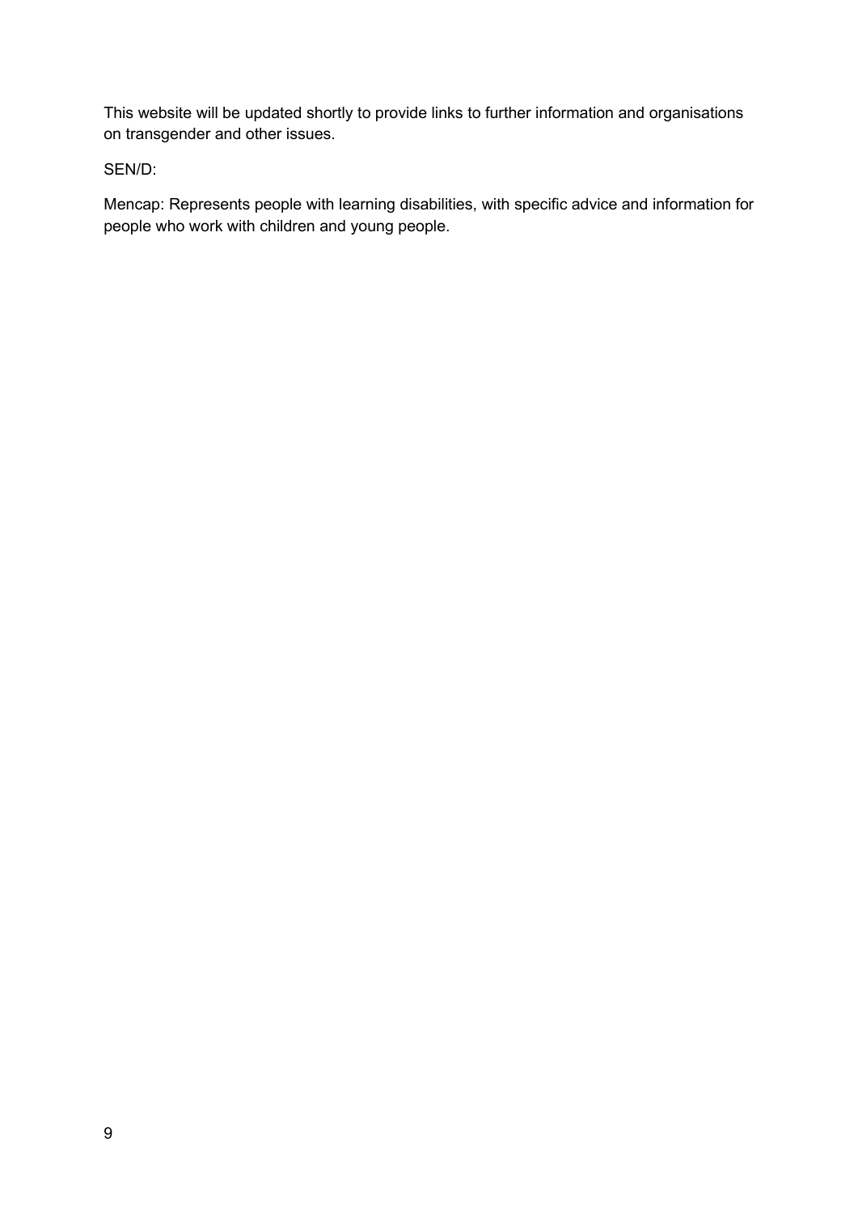This website will be updated shortly to provide links to further information and organisations on transgender and other issues.

SEN/D:

Mencap: Represents people with learning disabilities, with specific advice and information for people who work with children and young people.